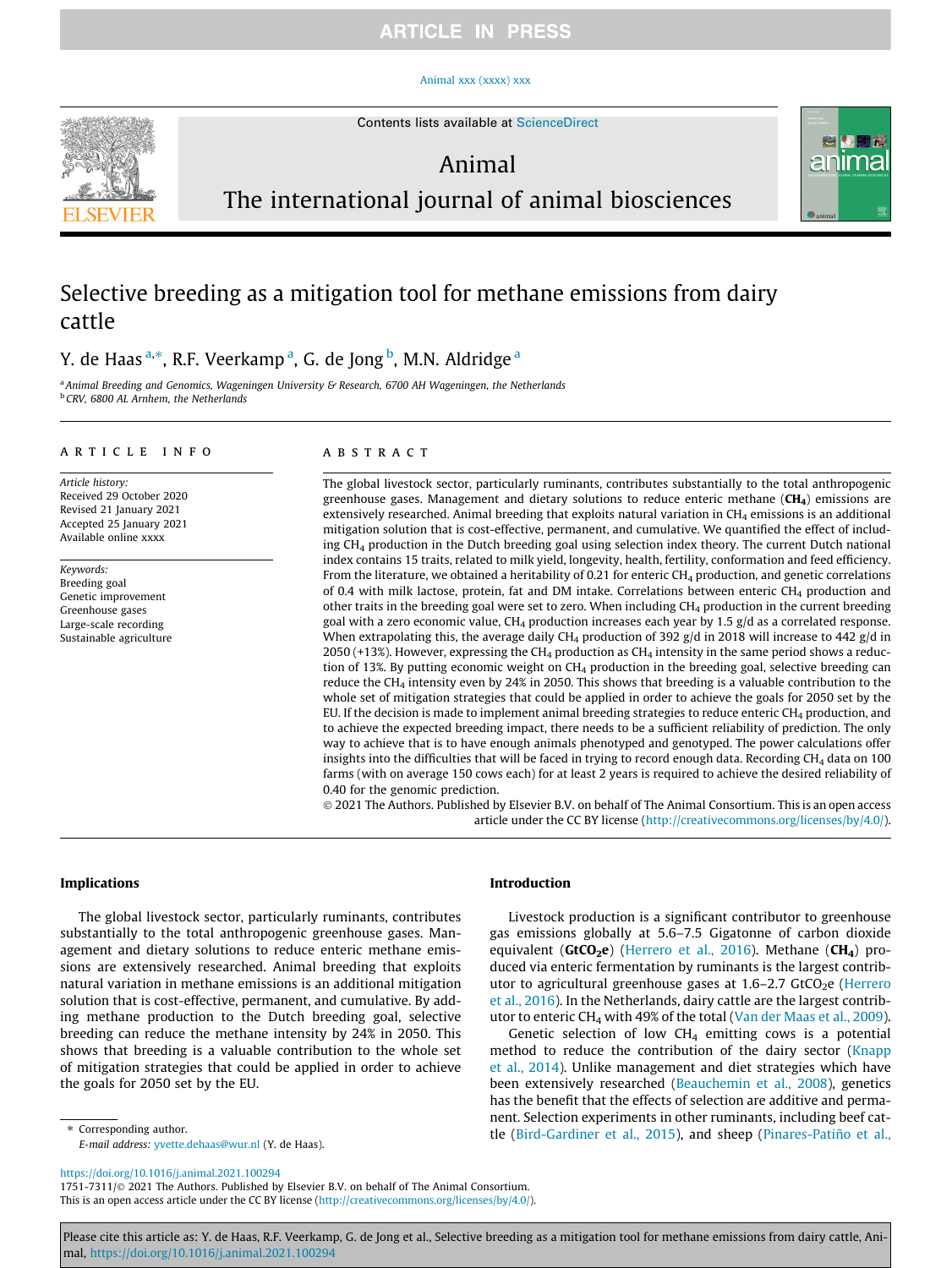# Selective breeding as a mitigation tool for methane emissions from dairy cattle

Y. de Haas [a,*], R.F. Veerkamp [a], G. de Jong [b], M.N. Aldridge [a]

[a] Animal Breeding and Genomics, Wageningen University & Research, 6700 AH Wageningen, the Netherlands
[b] CRV, 6800 AL Arnhem, the Netherlands

**ARTICLE INFO**

*Article history:*
Received 29 October 2020
Revised 21 January 2021
Accepted 25 January 2021
Available online xxxx

*Keywords:*
Breeding goal
Genetic improvement
Greenhouse gases
Large-scale recording
Sustainable agriculture

**ABSTRACT**

The global livestock sector, particularly ruminants, contributes substantially to the total anthropogenic greenhouse gases. Management and dietary solutions to reduce enteric methane (**$CH_4$**) emissions are extensively researched. Animal breeding that exploits natural variation in $CH_4$ emissions is an additional mitigation solution that is cost-effective, permanent, and cumulative. We quantified the effect of including $CH_4$ production in the Dutch breeding goal using selection index theory. The current Dutch national index contains 15 traits, related to milk yield, longevity, health, fertility, conformation and feed efficiency. From the literature, we obtained a heritability of 0.21 for enteric $CH_4$ production, and genetic correlations of 0.4 with milk lactose, protein, fat and DM intake. Correlations between enteric $CH_4$ production and other traits in the breeding goal were set to zero. When including $CH_4$ production in the current breeding goal with a zero economic value, $CH_4$ production increases each year by 1.5 g/d as a correlated response. When extrapolating this, the average daily $CH_4$ production of 392 g/d in 2018 will increase to 442 g/d in 2050 (+13%). However, expressing the $CH_4$ production as $CH_4$ intensity in the same period shows a reduction of 13%. By putting economic weight on $CH_4$ production in the breeding goal, selective breeding can reduce the $CH_4$ intensity even by 24% in 2050. This shows that breeding is a valuable contribution to the whole set of mitigation strategies that could be applied in order to achieve the goals for 2050 set by the EU. If the decision is made to implement animal breeding strategies to reduce enteric $CH_4$ production, and to achieve the expected breeding impact, there needs to be a sufficient reliability of prediction. The only way to achieve that is to have enough animals phenotyped and genotyped. The power calculations offer insights into the difficulties that will be faced in trying to record enough data. Recording $CH_4$ data on 100 farms (with on average 150 cows each) for at least 2 years is required to achieve the desired reliability of 0.40 for the genomic prediction.

© 2021 The Authors. Published by Elsevier B.V. on behalf of The Animal Consortium. This is an open access article under the CC BY license (http://creativecommons.org/licenses/by/4.0/).

## Implications

The global livestock sector, particularly ruminants, contributes substantially to the total anthropogenic greenhouse gases. Management and dietary solutions to reduce enteric methane emissions are extensively researched. Animal breeding that exploits natural variation in methane emissions is an additional mitigation solution that is cost-effective, permanent, and cumulative. By adding methane production to the Dutch breeding goal, selective breeding can reduce the methane intensity by 24% in 2050. This shows that breeding is a valuable contribution to the whole set of mitigation strategies that could be applied in order to achieve the goals for 2050 set by the EU.

## Introduction

Livestock production is a significant contributor to greenhouse gas emissions globally at 5.6–7.5 Gigatonne of carbon dioxide equivalent (**$GtCO_2e$**) (Herrero et al., 2016). Methane (**$CH_4$**) produced via enteric fermentation by ruminants is the largest contributor to agricultural greenhouse gases at 1.6–2.7 $GtCO_2e$ (Herrero et al., 2016). In the Netherlands, dairy cattle are the largest contributor to enteric $CH_4$ with 49% of the total (Van der Maas et al., 2009).

Genetic selection of low $CH_4$ emitting cows is a potential method to reduce the contribution of the dairy sector (Knapp et al., 2014). Unlike management and diet strategies which have been extensively researched (Beauchemin et al., 2008), genetics has the benefit that the effects of selection are additive and permanent. Selection experiments in other ruminants, including beef cattle (Bird-Gardiner et al., 2015), and sheep (Pinares-Patiño et al.,

\* Corresponding author.
*E-mail address:* yvette.dehaas@wur.nl (Y. de Haas).

https://doi.org/10.1016/j.animal.2021.100294
1751-7311/© 2021 The Authors. Published by Elsevier B.V. on behalf of The Animal Consortium.
This is an open access article under the CC BY license (http://creativecommons.org/licenses/by/4.0/).

Please cite this article as: Y. de Haas, R.F. Veerkamp, G. de Jong et al., Selective breeding as a mitigation tool for methane emissions from dairy cattle, Animal, https://doi.org/10.1016/j.animal.2021.100294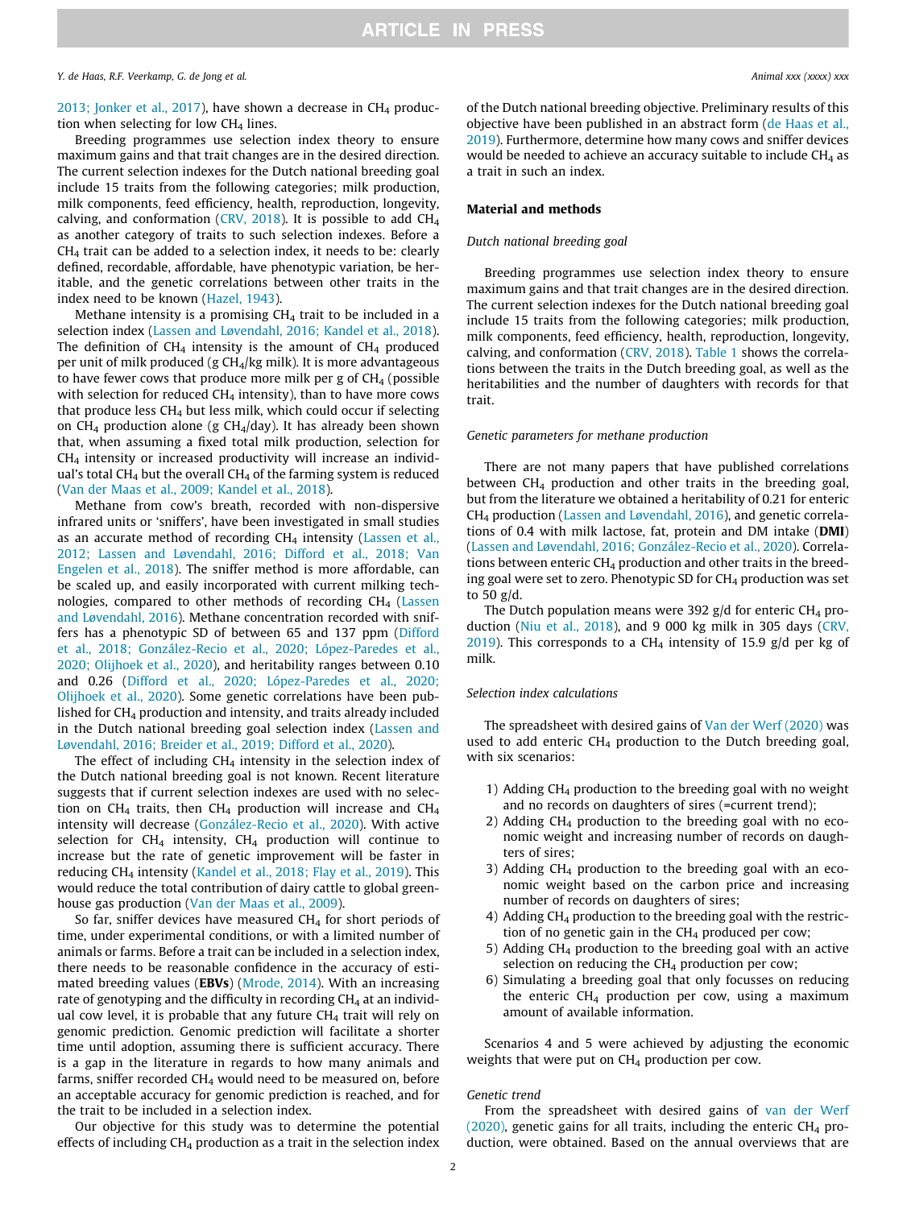2013; Jonker et al., 2017), have shown a decrease in $CH_4$ production when selecting for low $CH_4$ lines.

Breeding programmes use selection index theory to ensure maximum gains and that trait changes are in the desired direction. The current selection indexes for the Dutch national breeding goal include 15 traits from the following categories; milk production, milk components, feed efficiency, health, reproduction, longevity, calving, and conformation (CRV, 2018). It is possible to add $CH_4$ as another category of traits to such selection indexes. Before a $CH_4$ trait can be added to a selection index, it needs to be: clearly defined, recordable, affordable, have phenotypic variation, be heritable, and the genetic correlations between other traits in the index need to be known (Hazel, 1943).

Methane intensity is a promising $CH_4$ trait to be included in a selection index (Lassen and Løvendahl, 2016; Kandel et al., 2018). The definition of $CH_4$ intensity is the amount of $CH_4$ produced per unit of milk produced (g $CH_4$/kg milk). It is more advantageous to have fewer cows that produce more milk per g of $CH_4$ (possible with selection for reduced $CH_4$ intensity), than to have more cows that produce less $CH_4$ but less milk, which could occur if selecting on $CH_4$ production alone (g $CH_4$/day). It has already been shown that, when assuming a fixed total milk production, selection for $CH_4$ intensity or increased productivity will increase an individual's total $CH_4$ but the overall $CH_4$ of the farming system is reduced (Van der Maas et al., 2009; Kandel et al., 2018).

Methane from cow's breath, recorded with non-dispersive infrared units or 'sniffers', have been investigated in small studies as an accurate method of recording $CH_4$ intensity (Lassen et al., 2012; Lassen and Løvendahl, 2016; Difford et al., 2018; Van Engelen et al., 2018). The sniffer method is more affordable, can be scaled up, and easily incorporated with current milking technologies, compared to other methods of recording $CH_4$ (Lassen and Løvendahl, 2016). Methane concentration recorded with sniffers has a phenotypic SD of between 65 and 137 ppm (Difford et al., 2018; González-Recio et al., 2020; López-Paredes et al., 2020; Olijhoek et al., 2020), and heritability ranges between 0.10 and 0.26 (Difford et al., 2020; López-Paredes et al., 2020; Olijhoek et al., 2020). Some genetic correlations have been published for $CH_4$ production and intensity, and traits already included in the Dutch national breeding goal selection index (Lassen and Løvendahl, 2016; Breider et al., 2019; Difford et al., 2020).

The effect of including $CH_4$ intensity in the selection index of the Dutch national breeding goal is not known. Recent literature suggests that if current selection indexes are used with no selection on $CH_4$ traits, then $CH_4$ production will increase and $CH_4$ intensity will decrease (González-Recio et al., 2020). With active selection for $CH_4$ intensity, $CH_4$ production will continue to increase but the rate of genetic improvement will be faster in reducing $CH_4$ intensity (Kandel et al., 2018; Flay et al., 2019). This would reduce the total contribution of dairy cattle to global greenhouse gas production (Van der Maas et al., 2009).

So far, sniffer devices have measured $CH_4$ for short periods of time, under experimental conditions, or with a limited number of animals or farms. Before a trait can be included in a selection index, there needs to be reasonable confidence in the accuracy of estimated breeding values (**EBVs**) (Mrode, 2014). With an increasing rate of genotyping and the difficulty in recording $CH_4$ at an individual cow level, it is probable that any future $CH_4$ trait will rely on genomic prediction. Genomic prediction will facilitate a shorter time until adoption, assuming there is sufficient accuracy. There is a gap in the literature in regards to how many animals and farms, sniffer recorded $CH_4$ would need to be measured on, before an acceptable accuracy for genomic prediction is reached, and for the trait to be included in a selection index.

Our objective for this study was to determine the potential effects of including $CH_4$ production as a trait in the selection index of the Dutch national breeding objective. Preliminary results of this objective have been published in an abstract form (de Haas et al., 2019). Furthermore, determine how many cows and sniffer devices would be needed to achieve an accuracy suitable to include $CH_4$ as a trait in such an index.

## Material and methods

### Dutch national breeding goal

Breeding programmes use selection index theory to ensure maximum gains and that trait changes are in the desired direction. The current selection indexes for the Dutch national breeding goal include 15 traits from the following categories; milk production, milk components, feed efficiency, health, reproduction, longevity, calving, and conformation (CRV, 2018). Table 1 shows the correlations between the traits in the Dutch breeding goal, as well as the heritabilities and the number of daughters with records for that trait.

### Genetic parameters for methane production

There are not many papers that have published correlations between $CH_4$ production and other traits in the breeding goal, but from the literature we obtained a heritability of 0.21 for enteric $CH_4$ production (Lassen and Løvendahl, 2016), and genetic correlations of 0.4 with milk lactose, fat, protein and DM intake (**DMI**) (Lassen and Løvendahl, 2016; González-Recio et al., 2020). Correlations between enteric $CH_4$ production and other traits in the breeding goal were set to zero. Phenotypic SD for $CH_4$ production was set to 50 g/d.

The Dutch population means were 392 g/d for enteric $CH_4$ production (Niu et al., 2018), and 9 000 kg milk in 305 days (CRV, 2019). This corresponds to a $CH_4$ intensity of 15.9 g/d per kg of milk.

### Selection index calculations

The spreadsheet with desired gains of Van der Werf (2020) was used to add enteric $CH_4$ production to the Dutch breeding goal, with six scenarios:

1) Adding $CH_4$ production to the breeding goal with no weight and no records on daughters of sires (=current trend);
2) Adding $CH_4$ production to the breeding goal with no economic weight and increasing number of records on daughters of sires;
3) Adding $CH_4$ production to the breeding goal with an economic weight based on the carbon price and increasing number of records on daughters of sires;
4) Adding $CH_4$ production to the breeding goal with the restriction of no genetic gain in the $CH_4$ produced per cow;
5) Adding $CH_4$ production to the breeding goal with an active selection on reducing the $CH_4$ production per cow;
6) Simulating a breeding goal that only focusses on reducing the enteric $CH_4$ production per cow, using a maximum amount of available information.

Scenarios 4 and 5 were achieved by adjusting the economic weights that were put on $CH_4$ production per cow.

### Genetic trend

From the spreadsheet with desired gains of van der Werf (2020), genetic gains for all traits, including the enteric $CH_4$ production, were obtained. Based on the annual overviews that are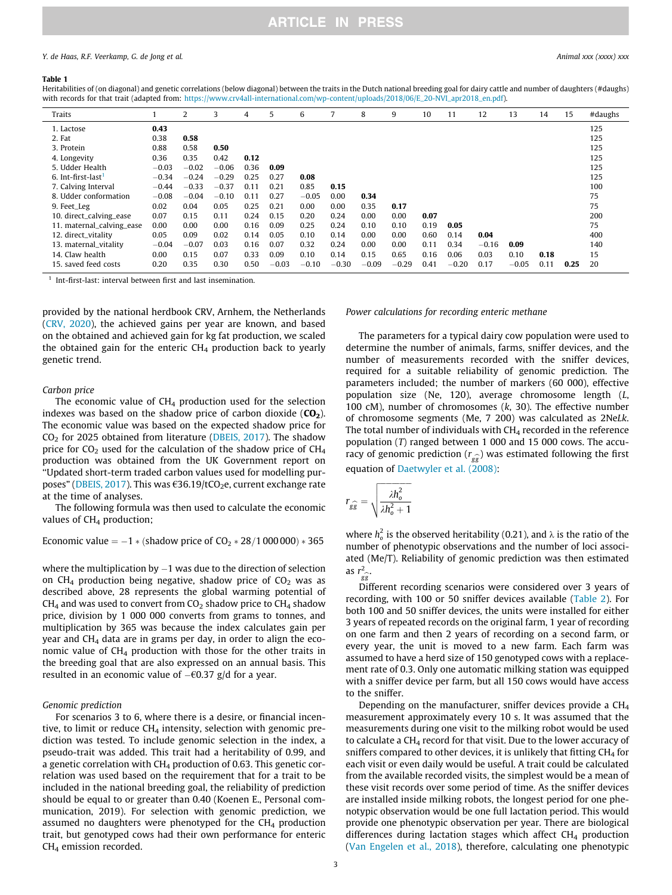**Table 1**

Heritabilities of (on diagonal) and genetic correlations (below diagonal) between the traits in the Dutch national breeding goal for dairy cattle and number of daughters (#daughs) with records for that trait (adapted from: https://www.crv4all-international.com/wp-content/uploads/2018/06/E_20-NVI_apr2018_en.pdf).

| Traits | 1 | 2 | 3 | 4 | 5 | 6 | 7 | 8 | 9 | 10 | 11 | 12 | 13 | 14 | 15 | #daughs |
|---|---|---|---|---|---|---|---|---|---|---|---|---|---|---|---|---|
| 1. Lactose | **0.43** | | | | | | | | | | | | | | | 125 |
| 2. Fat | 0.38 | **0.58** | | | | | | | | | | | | | | 125 |
| 3. Protein | 0.88 | 0.58 | **0.50** | | | | | | | | | | | | | 125 |
| 4. Longevity | 0.36 | 0.35 | 0.42 | **0.12** | | | | | | | | | | | | 125 |
| 5. Udder Health | −0.03 | −0.02 | −0.06 | 0.36 | **0.09** | | | | | | | | | | | 125 |
| 6. Int-first-last[1] | −0.34 | −0.24 | −0.29 | 0.25 | 0.27 | **0.08** | | | | | | | | | | 125 |
| 7. Calving Interval | −0.44 | −0.33 | −0.37 | 0.11 | 0.21 | 0.85 | **0.15** | | | | | | | | | 100 |
| 8. Udder conformation | −0.08 | −0.04 | −0.10 | 0.11 | 0.27 | −0.05 | 0.00 | **0.34** | | | | | | | | 75 |
| 9. Feet_Leg | 0.02 | 0.04 | 0.05 | 0.25 | 0.21 | 0.00 | 0.00 | 0.35 | **0.17** | | | | | | | 75 |
| 10. direct_calving_ease | 0.07 | 0.15 | 0.11 | 0.24 | 0.15 | 0.20 | 0.24 | 0.00 | 0.00 | **0.07** | | | | | | 200 |
| 11. maternal_calving_ease | 0.00 | 0.00 | 0.00 | 0.16 | 0.09 | 0.25 | 0.24 | 0.10 | 0.10 | 0.19 | **0.05** | | | | | 75 |
| 12. direct_vitality | 0.05 | 0.09 | 0.02 | 0.14 | 0.05 | 0.10 | 0.14 | 0.00 | 0.00 | 0.60 | 0.14 | **0.04** | | | | 400 |
| 13. maternal_vitality | −0.04 | −0.07 | 0.03 | 0.16 | 0.07 | 0.32 | 0.24 | 0.00 | 0.00 | 0.11 | 0.34 | −0.16 | **0.09** | | | 140 |
| 14. Claw health | 0.00 | 0.15 | 0.07 | 0.33 | 0.09 | 0.10 | 0.14 | 0.15 | 0.65 | 0.16 | 0.06 | 0.03 | 0.10 | **0.18** | | 15 |
| 15. saved feed costs | 0.20 | 0.35 | 0.30 | 0.50 | −0.03 | −0.10 | −0.30 | −0.09 | −0.29 | 0.41 | −0.20 | 0.17 | −0.05 | 0.11 | **0.25** | 20 |

[1] Int-first-last: interval between first and last insemination.

provided by the national herdbook CRV, Arnhem, the Netherlands (CRV, 2020), the achieved gains per year are known, and based on the obtained and achieved gain for kg fat production, we scaled the obtained gain for the enteric $CH_4$ production back to yearly genetic trend.

### Carbon price

The economic value of $CH_4$ production used for the selection indexes was based on the shadow price of carbon dioxide (**$CO_2$**). The economic value was based on the expected shadow price for $CO_2$ for 2025 obtained from literature (DBEIS, 2017). The shadow price for $CO_2$ used for the calculation of the shadow price of $CH_4$ production was obtained from the UK Government report on "Updated short-term traded carbon values used for modelling purposes" (DBEIS, 2017). This was €36.19/t$CO_2$e, current exchange rate at the time of analyses.

The following formula was then used to calculate the economic values of $CH_4$ production;

$$\text{Economic value} = -1 * (\text{shadow price of } CO_2 * 28/1\,000\,000) * 365$$

where the multiplication by −1 was due to the direction of selection on $CH_4$ production being negative, shadow price of $CO_2$ was as described above, 28 represents the global warming potential of $CH_4$ and was used to convert from $CO_2$ shadow price to $CH_4$ shadow price, division by 1 000 000 converts from grams to tonnes, and multiplication by 365 was because the index calculates gain per year and $CH_4$ data are in grams per day, in order to align the economic value of $CH_4$ production with those for the other traits in the breeding goal that are also expressed on an annual basis. This resulted in an economic value of −€0.37 g/d for a year.

### Genomic prediction

For scenarios 3 to 6, where there is a desire, or financial incentive, to limit or reduce $CH_4$ intensity, selection with genomic prediction was tested. To include genomic selection in the index, a pseudo-trait was added. This trait had a heritability of 0.99, and a genetic correlation with $CH_4$ production of 0.63. This genetic correlation was used based on the requirement that for a trait to be included in the national breeding goal, the reliability of prediction should be equal to or greater than 0.40 (Koenen E., Personal communication, 2019). For selection with genomic prediction, we assumed no daughters were phenotyped for the $CH_4$ production trait, but genotyped cows had their own performance for enteric $CH_4$ emission recorded.

### Power calculations for recording enteric methane

The parameters for a typical dairy cow population were used to determine the number of animals, farms, sniffer devices, and the number of measurements recorded with the sniffer devices, required for a suitable reliability of genomic prediction. The parameters included; the number of markers (60 000), effective population size (Ne, 120), average chromosome length ($L$, 100 cM), number of chromosomes ($k$, 30). The effective number of chromosome segments (Me, 7 200) was calculated as 2Ne$Lk$. The total number of individuals with $CH_4$ recorded in the reference population ($T$) ranged between 1 000 and 15 000 cows. The accuracy of genomic prediction ($r_{g\hat{g}}$) was estimated following the first equation of Daetwyler et al. (2008):

$$r_{g\hat{g}} = \sqrt{\frac{\lambda h_o^2}{\lambda h_o^2 + 1}}$$

where $h_o^2$ is the observed heritability (0.21), and λ is the ratio of the number of phenotypic observations and the number of loci associated (Me/T). Reliability of genomic prediction was then estimated as $r^2_{g\hat{g}}$.

Different recording scenarios were considered over 3 years of recording, with 100 or 50 sniffer devices available (Table 2). For both 100 and 50 sniffer devices, the units were installed for either 3 years of repeated records on the original farm, 1 year of recording on one farm and then 2 years of recording on a second farm, or every year, the unit is moved to a new farm. Each farm was assumed to have a herd size of 150 genotyped cows with a replacement rate of 0.3. Only one automatic milking station was equipped with a sniffer device per farm, but all 150 cows would have access to the sniffer.

Depending on the manufacturer, sniffer devices provide a $CH_4$ measurement approximately every 10 s. It was assumed that the measurements during one visit to the milking robot would be used to calculate a $CH_4$ record for that visit. Due to the lower accuracy of sniffers compared to other devices, it is unlikely that fitting $CH_4$ for each visit or even daily would be useful. A trait could be calculated from the available recorded visits, the simplest would be a mean of these visit records over some period of time. As the sniffer devices are installed inside milking robots, the longest period for one phenotypic observation would be one full lactation period. This would provide one phenotypic observation per year. There are biological differences during lactation stages which affect $CH_4$ production (Van Engelen et al., 2018), therefore, calculating one phenotypic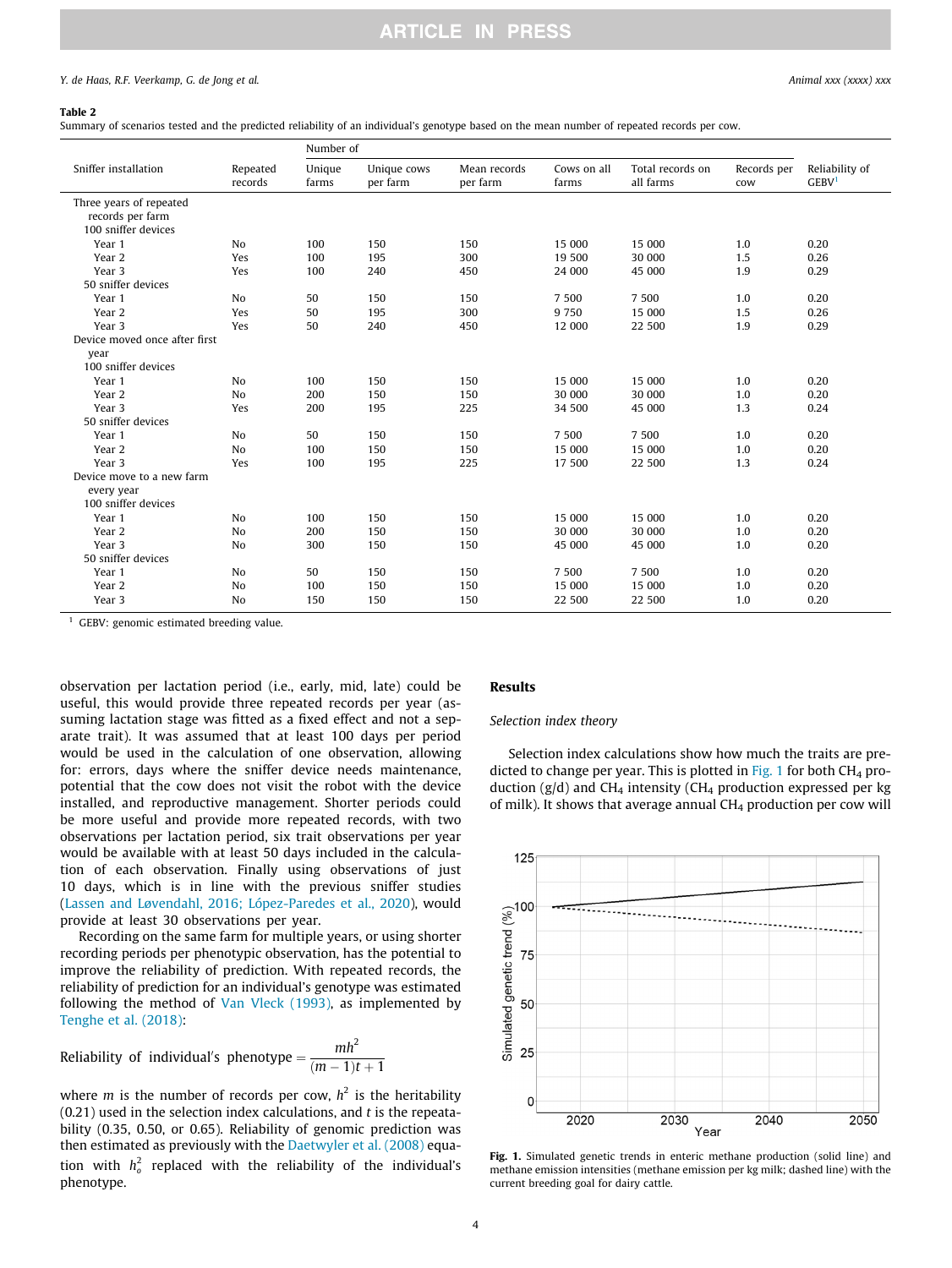**Table 2**
Summary of scenarios tested and the predicted reliability of an individual's genotype based on the mean number of repeated records per cow.

| Sniffer installation | Repeated records | Number of Unique farms | Unique cows per farm | Mean records per farm | Cows on all farms | Total records on all farms | Records per cow | Reliability of GEBV[1] |
|---|---|---|---|---|---|---|---|---|
| Three years of repeated records per farm | | | | | | | | |
| 100 sniffer devices | | | | | | | | |
| Year 1 | No | 100 | 150 | 150 | 15 000 | 15 000 | 1.0 | 0.20 |
| Year 2 | Yes | 100 | 195 | 300 | 19 500 | 30 000 | 1.5 | 0.26 |
| Year 3 | Yes | 100 | 240 | 450 | 24 000 | 45 000 | 1.9 | 0.29 |
| 50 sniffer devices | | | | | | | | |
| Year 1 | No | 50 | 150 | 150 | 7 500 | 7 500 | 1.0 | 0.20 |
| Year 2 | Yes | 50 | 195 | 300 | 9 750 | 15 000 | 1.5 | 0.26 |
| Year 3 | Yes | 50 | 240 | 450 | 12 000 | 22 500 | 1.9 | 0.29 |
| Device moved once after first year | | | | | | | | |
| 100 sniffer devices | | | | | | | | |
| Year 1 | No | 100 | 150 | 150 | 15 000 | 15 000 | 1.0 | 0.20 |
| Year 2 | No | 200 | 150 | 150 | 30 000 | 30 000 | 1.0 | 0.20 |
| Year 3 | Yes | 200 | 195 | 225 | 34 500 | 45 000 | 1.3 | 0.24 |
| 50 sniffer devices | | | | | | | | |
| Year 1 | No | 50 | 150 | 150 | 7 500 | 7 500 | 1.0 | 0.20 |
| Year 2 | No | 100 | 150 | 150 | 15 000 | 15 000 | 1.0 | 0.20 |
| Year 3 | Yes | 100 | 195 | 225 | 17 500 | 22 500 | 1.3 | 0.24 |
| Device move to a new farm every year | | | | | | | | |
| 100 sniffer devices | | | | | | | | |
| Year 1 | No | 100 | 150 | 150 | 15 000 | 15 000 | 1.0 | 0.20 |
| Year 2 | No | 200 | 150 | 150 | 30 000 | 30 000 | 1.0 | 0.20 |
| Year 3 | No | 300 | 150 | 150 | 45 000 | 45 000 | 1.0 | 0.20 |
| 50 sniffer devices | | | | | | | | |
| Year 1 | No | 50 | 150 | 150 | 7 500 | 7 500 | 1.0 | 0.20 |
| Year 2 | No | 100 | 150 | 150 | 15 000 | 15 000 | 1.0 | 0.20 |
| Year 3 | No | 150 | 150 | 150 | 22 500 | 22 500 | 1.0 | 0.20 |

[1] GEBV: genomic estimated breeding value.

observation per lactation period (i.e., early, mid, late) could be useful, this would provide three repeated records per year (assuming lactation stage was fitted as a fixed effect and not a separate trait). It was assumed that at least 100 days per period would be used in the calculation of one observation, allowing for: errors, days where the sniffer device needs maintenance, potential that the cow does not visit the robot with the device installed, and reproductive management. Shorter periods could be more useful and provide more repeated records, with two observations per lactation period, six trait observations per year would be available with at least 50 days included in the calculation of each observation. Finally using observations of just 10 days, which is in line with the previous sniffer studies (Lassen and Løvendahl, 2016; López-Paredes et al., 2020), would provide at least 30 observations per year.

Recording on the same farm for multiple years, or using shorter recording periods per phenotypic observation, has the potential to improve the reliability of prediction. With repeated records, the reliability of prediction for an individual's genotype was estimated following the method of Van Vleck (1993), as implemented by Tenghe et al. (2018):

$$\text{Reliability of individual's phenotype} = \frac{mh^2}{(m-1)t+1}$$

where $m$ is the number of records per cow, $h^2$ is the heritability (0.21) used in the selection index calculations, and $t$ is the repeatability (0.35, 0.50, or 0.65). Reliability of genomic prediction was then estimated as previously with the Daetwyler et al. (2008) equation with $h_o^2$ replaced with the reliability of the individual's phenotype.

## Results

### Selection index theory

Selection index calculations show how much the traits are predicted to change per year. This is plotted in Fig. 1 for both $CH_4$ production (g/d) and $CH_4$ intensity ($CH_4$ production expressed per kg of milk). It shows that average annual $CH_4$ production per cow will

**Fig. 1.** Simulated genetic trends in enteric methane production (solid line) and methane emission intensities (methane emission per kg milk; dashed line) with the current breeding goal for dairy cattle.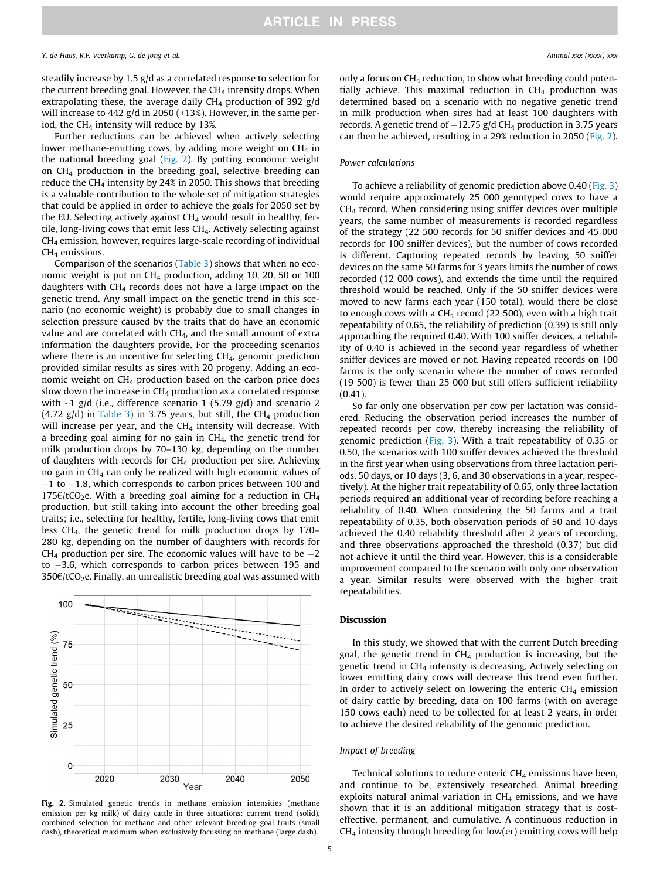steadily increase by 1.5 g/d as a correlated response to selection for the current breeding goal. However, the $CH_4$ intensity drops. When extrapolating these, the average daily $CH_4$ production of 392 g/d will increase to 442 g/d in 2050 (+13%). However, in the same period, the $CH_4$ intensity will reduce by 13%.

Further reductions can be achieved when actively selecting lower methane-emitting cows, by adding more weight on $CH_4$ in the national breeding goal (Fig. 2). By putting economic weight on $CH_4$ production in the breeding goal, selective breeding can reduce the $CH_4$ intensity by 24% in 2050. This shows that breeding is a valuable contribution to the whole set of mitigation strategies that could be applied in order to achieve the goals for 2050 set by the EU. Selecting actively against $CH_4$ would result in healthy, fertile, long-living cows that emit less $CH_4$. Actively selecting against $CH_4$ emission, however, requires large-scale recording of individual $CH_4$ emissions.

Comparison of the scenarios (Table 3) shows that when no economic weight is put on $CH_4$ production, adding 10, 20, 50 or 100 daughters with $CH_4$ records does not have a large impact on the genetic trend. Any small impact on the genetic trend in this scenario (no economic weight) is probably due to small changes in selection pressure caused by the traits that do have an economic value and are correlated with $CH_4$, and the small amount of extra information the daughters provide. For the proceeding scenarios where there is an incentive for selecting $CH_4$, genomic prediction provided similar results as sires with 20 progeny. Adding an economic weight on $CH_4$ production based on the carbon price does slow down the increase in $CH_4$ production as a correlated response with ~1 g/d (i.e., difference scenario 1 (5.79 g/d) and scenario 2 (4.72 g/d) in Table 3) in 3.75 years, but still, the $CH_4$ production will increase per year, and the $CH_4$ intensity will decrease. With a breeding goal aiming for no gain in $CH_4$, the genetic trend for milk production drops by 70–130 kg, depending on the number of daughters with records for $CH_4$ production per sire. Achieving no gain in $CH_4$ can only be realized with high economic values of −1 to −1.8, which corresponds to carbon prices between 100 and 175€/t$CO_2$e. With a breeding goal aiming for a reduction in $CH_4$ production, but still taking into account the other breeding goal traits; i.e., selecting for healthy, fertile, long-living cows that emit less $CH_4$, the genetic trend for milk production drops by 170–280 kg, depending on the number of daughters with records for $CH_4$ production per sire. The economic values will have to be −2 to −3.6, which corresponds to carbon prices between 195 and 350€/t$CO_2$e. Finally, an unrealistic breeding goal was assumed with only a focus on $CH_4$ reduction, to show what breeding could potentially achieve. This maximal reduction in $CH_4$ production was determined based on a scenario with no negative genetic trend in milk production when sires had at least 100 daughters with records. A genetic trend of −12.75 g/d $CH_4$ production in 3.75 years can then be achieved, resulting in a 29% reduction in 2050 (Fig. 2).

**Fig. 2.** Simulated genetic trends in methane emission intensities (methane emission per kg milk) of dairy cattle in three situations: current trend (solid), combined selection for methane and other relevant breeding goal traits (small dash), theoretical maximum when exclusively focussing on methane (large dash).

### *Power calculations*

To achieve a reliability of genomic prediction above 0.40 (Fig. 3) would require approximately 25 000 genotyped cows to have a $CH_4$ record. When considering using sniffer devices over multiple years, the same number of measurements is recorded regardless of the strategy (22 500 records for 50 sniffer devices and 45 000 records for 100 sniffer devices), but the number of cows recorded is different. Capturing repeated records by leaving 50 sniffer devices on the same 50 farms for 3 years limits the number of cows recorded (12 000 cows), and extends the time until the required threshold would be reached. Only if the 50 sniffer devices were moved to new farms each year (150 total), would there be close to enough cows with a $CH_4$ record (22 500), even with a high trait repeatability of 0.65, the reliability of prediction (0.39) is still only approaching the required 0.40. With 100 sniffer devices, a reliability of 0.40 is achieved in the second year regardless of whether sniffer devices are moved or not. Having repeated records on 100 farms is the only scenario where the number of cows recorded (19 500) is fewer than 25 000 but still offers sufficient reliability (0.41).

So far only one observation per cow per lactation was considered. Reducing the observation period increases the number of repeated records per cow, thereby increasing the reliability of genomic prediction (Fig. 3). With a trait repeatability of 0.35 or 0.50, the scenarios with 100 sniffer devices achieved the threshold in the first year when using observations from three lactation periods, 50 days, or 10 days (3, 6, and 30 observations in a year, respectively). At the higher trait repeatability of 0.65, only three lactation periods required an additional year of recording before reaching a reliability of 0.40. When considering the 50 farms and a trait repeatability of 0.35, both observation periods of 50 and 10 days achieved the 0.40 reliability threshold after 2 years of recording, and three observations approached the threshold (0.37) but did not achieve it until the third year. However, this is a considerable improvement compared to the scenario with only one observation a year. Similar results were observed with the higher trait repeatabilities.

## Discussion

In this study, we showed that with the current Dutch breeding goal, the genetic trend in $CH_4$ production is increasing, but the genetic trend in $CH_4$ intensity is decreasing. Actively selecting on lower emitting dairy cows will decrease this trend even further. In order to actively select on lowering the enteric $CH_4$ emission of dairy cattle by breeding, data on 100 farms (with on average 150 cows each) need to be collected for at least 2 years, in order to achieve the desired reliability of the genomic prediction.

### *Impact of breeding*

Technical solutions to reduce enteric $CH_4$ emissions have been, and continue to be, extensively researched. Animal breeding exploits natural animal variation in $CH_4$ emissions, and we have shown that it is an additional mitigation strategy that is cost-effective, permanent, and cumulative. A continuous reduction in $CH_4$ intensity through breeding for low(er) emitting cows will help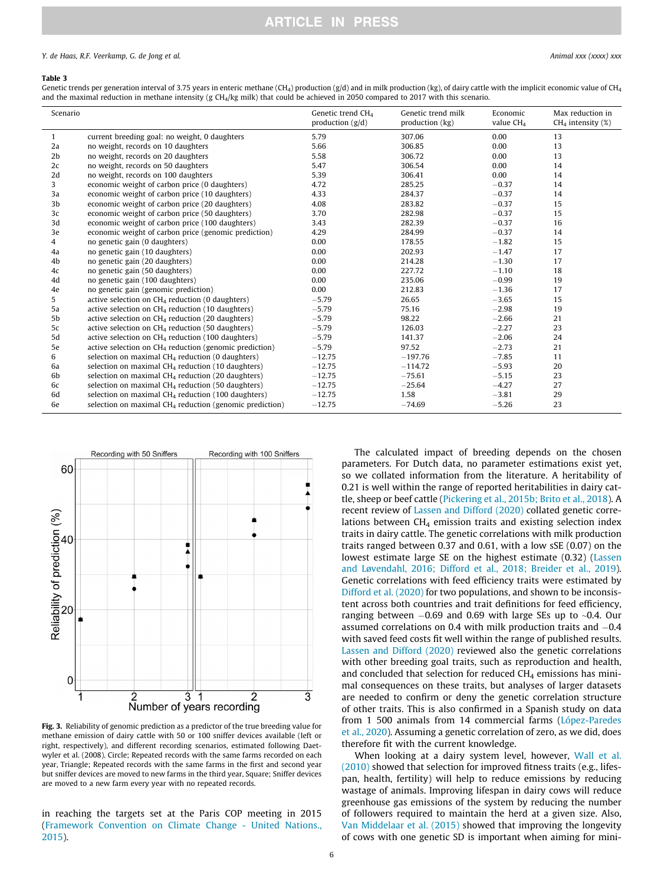**Table 3**
Genetic trends per generation interval of 3.75 years in enteric methane ($CH_4$) production (g/d) and in milk production (kg), of dairy cattle with the implicit economic value of $CH_4$ and the maximal reduction in methane intensity (g $CH_4$/kg milk) that could be achieved in 2050 compared to 2017 with this scenario.

| Scenario | | Genetic trend $CH_4$ production (g/d) | Genetic trend milk production (kg) | Economic value $CH_4$ | Max reduction in $CH_4$ intensity (%) |
|---|---|---|---|---|---|
| 1 | current breeding goal: no weight, 0 daughters | 5.79 | 307.06 | 0.00 | 13 |
| 2a | no weight, records on 10 daughters | 5.66 | 306.85 | 0.00 | 13 |
| 2b | no weight, records on 20 daughters | 5.58 | 306.72 | 0.00 | 13 |
| 2c | no weight, records on 50 daughters | 5.47 | 306.54 | 0.00 | 14 |
| 2d | no weight, records on 100 daughters | 5.39 | 306.41 | 0.00 | 14 |
| 3 | economic weight of carbon price (0 daughters) | 4.72 | 285.25 | −0.37 | 14 |
| 3a | economic weight of carbon price (10 daughters) | 4.33 | 284.37 | −0.37 | 14 |
| 3b | economic weight of carbon price (20 daughters) | 4.08 | 283.82 | −0.37 | 15 |
| 3c | economic weight of carbon price (50 daughters) | 3.70 | 282.98 | −0.37 | 15 |
| 3d | economic weight of carbon price (100 daughters) | 3.43 | 282.39 | −0.37 | 16 |
| 3e | economic weight of carbon price (genomic prediction) | 4.29 | 284.99 | −0.37 | 14 |
| 4 | no genetic gain (0 daughters) | 0.00 | 178.55 | −1.82 | 15 |
| 4a | no genetic gain (10 daughters) | 0.00 | 202.93 | −1.47 | 17 |
| 4b | no genetic gain (20 daughters) | 0.00 | 214.28 | −1.30 | 17 |
| 4c | no genetic gain (50 daughters) | 0.00 | 227.72 | −1.10 | 18 |
| 4d | no genetic gain (100 daughters) | 0.00 | 235.06 | −0.99 | 19 |
| 4e | no genetic gain (genomic prediction) | 0.00 | 212.83 | −1.36 | 17 |
| 5 | active selection on $CH_4$ reduction (0 daughters) | −5.79 | 26.65 | −3.65 | 15 |
| 5a | active selection on $CH_4$ reduction (10 daughters) | −5.79 | 75.16 | −2.98 | 19 |
| 5b | active selection on $CH_4$ reduction (20 daughters) | −5.79 | 98.22 | −2.66 | 21 |
| 5c | active selection on $CH_4$ reduction (50 daughters) | −5.79 | 126.03 | −2.27 | 23 |
| 5d | active selection on $CH_4$ reduction (100 daughters) | −5.79 | 141.37 | −2.06 | 24 |
| 5e | active selection on $CH_4$ reduction (genomic prediction) | −5.79 | 97.52 | −2.73 | 21 |
| 6 | selection on maximal $CH_4$ reduction (0 daughters) | −12.75 | −197.76 | −7.85 | 11 |
| 6a | selection on maximal $CH_4$ reduction (10 daughters) | −12.75 | −114.72 | −5.93 | 20 |
| 6b | selection on maximal $CH_4$ reduction (20 daughters) | −12.75 | −75.61 | −5.15 | 23 |
| 6c | selection on maximal $CH_4$ reduction (50 daughters) | −12.75 | −25.64 | −4.27 | 27 |
| 6d | selection on maximal $CH_4$ reduction (100 daughters) | −12.75 | 1.58 | −3.81 | 29 |
| 6e | selection on maximal $CH_4$ reduction (genomic prediction) | −12.75 | −74.69 | −5.26 | 23 |

**Fig. 3.** Reliability of genomic prediction as a predictor of the true breeding value for methane emission of dairy cattle with 50 or 100 sniffer devices available (left or right, respectively), and different recording scenarios, estimated following Daetwyler et al. (2008). Circle; Repeated records with the same farms recorded on each year, Triangle; Repeated records with the same farms in the first and second year but sniffer devices are moved to new farms in the third year, Square; Sniffer devices are moved to a new farm every year with no repeated records.

in reaching the targets set at the Paris COP meeting in 2015 (Framework Convention on Climate Change - United Nations., 2015).

The calculated impact of breeding depends on the chosen parameters. For Dutch data, no parameter estimations exist yet, so we collated information from the literature. A heritability of 0.21 is well within the range of reported heritabilities in dairy cattle, sheep or beef cattle (Pickering et al., 2015b; Brito et al., 2018). A recent review of Lassen and Difford (2020) collated genetic correlations between $CH_4$ emission traits and existing selection index traits in dairy cattle. The genetic correlations with milk production traits ranged between 0.37 and 0.61, with a low sSE (0.07) on the lowest estimate large SE on the highest estimate (0.32) (Lassen and Løvendahl, 2016; Difford et al., 2018; Breider et al., 2019). Genetic correlations with feed efficiency traits were estimated by Difford et al. (2020) for two populations, and shown to be inconsistent across both countries and trait definitions for feed efficiency, ranging between −0.69 and 0.69 with large SEs up to ~0.4. Our assumed correlations on 0.4 with milk production traits and −0.4 with saved feed costs fit well within the range of published results. Lassen and Difford (2020) reviewed also the genetic correlations with other breeding goal traits, such as reproduction and health, and concluded that selection for reduced $CH_4$ emissions has minimal consequences on these traits, but analyses of larger datasets are needed to confirm or deny the genetic correlation structure of other traits. This is also confirmed in a Spanish study on data from 1 500 animals from 14 commercial farms (López-Paredes et al., 2020). Assuming a genetic correlation of zero, as we did, does therefore fit with the current knowledge.

When looking at a dairy system level, however, Wall et al. (2010) showed that selection for improved fitness traits (e.g., lifespan, health, fertility) will help to reduce emissions by reducing wastage of animals. Improving lifespan in dairy cows will reduce greenhouse gas emissions of the system by reducing the number of followers required to maintain the herd at a given size. Also, Van Middelaar et al. (2015) showed that improving the longevity of cows with one genetic SD is important when aiming for mini-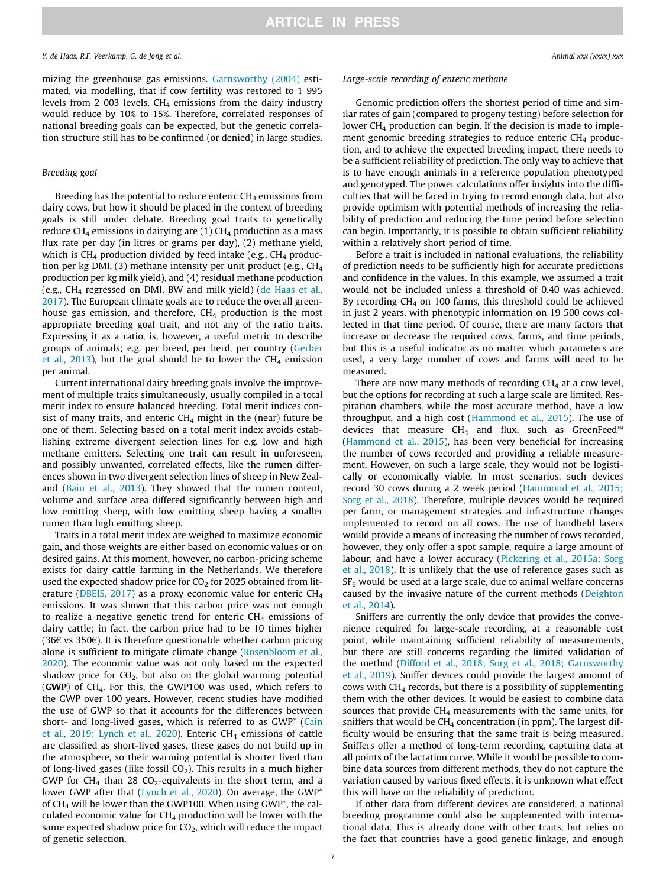mizing the greenhouse gas emissions. Garnsworthy (2004) estimated, via modelling, that if cow fertility was restored to 1 995 levels from 2 003 levels, $CH_4$ emissions from the dairy industry would reduce by 10% to 15%. Therefore, correlated responses of national breeding goals can be expected, but the genetic correlation structure still has to be confirmed (or denied) in large studies.

### *Breeding goal*

Breeding has the potential to reduce enteric $CH_4$ emissions from dairy cows, but how it should be placed in the context of breeding goals is still under debate. Breeding goal traits to genetically reduce $CH_4$ emissions in dairying are (1) $CH_4$ production as a mass flux rate per day (in litres or grams per day), (2) methane yield, which is $CH_4$ production divided by feed intake (e.g., $CH_4$ production per kg DMI, (3) methane intensity per unit product (e.g., $CH_4$ production per kg milk yield), and (4) residual methane production (e.g., $CH_4$ regressed on DMI, BW and milk yield) (de Haas et al., 2017). The European climate goals are to reduce the overall greenhouse gas emission, and therefore, $CH_4$ production is the most appropriate breeding goal trait, and not any of the ratio traits. Expressing it as a ratio, is, however, a useful metric to describe groups of animals; e.g. per breed, per herd, per country (Gerber et al., 2013), but the goal should be to lower the $CH_4$ emission per animal.

Current international dairy breeding goals involve the improvement of multiple traits simultaneously, usually compiled in a total merit index to ensure balanced breeding. Total merit indices consist of many traits, and enteric $CH_4$ might in the (near) future be one of them. Selecting based on a total merit index avoids establishing extreme divergent selection lines for e.g. low and high methane emitters. Selecting one trait can result in unforeseen, and possibly unwanted, correlated effects, like the rumen differences shown in two divergent selection lines of sheep in New Zealand (Bain et al., 2013). They showed that the rumen content, volume and surface area differed significantly between high and low emitting sheep, with low emitting sheep having a smaller rumen than high emitting sheep.

Traits in a total merit index are weighed to maximize economic gain, and those weights are either based on economic values or on desired gains. At this moment, however, no carbon-pricing scheme exists for dairy cattle farming in the Netherlands. We therefore used the expected shadow price for $CO_2$ for 2025 obtained from literature (DBEIS, 2017) as a proxy economic value for enteric $CH_4$ emissions. It was shown that this carbon price was not enough to realize a negative genetic trend for enteric $CH_4$ emissions of dairy cattle; in fact, the carbon price had to be 10 times higher (36€ vs 350€). It is therefore questionable whether carbon pricing alone is sufficient to mitigate climate change (Rosenbloom et al., 2020). The economic value was not only based on the expected shadow price for $CO_2$, but also on the global warming potential (**GWP**) of $CH_4$. For this, the GWP100 was used, which refers to the GWP over 100 years. However, recent studies have modified the use of GWP so that it accounts for the differences between short- and long-lived gases, which is referred to as GWP* (Cain et al., 2019; Lynch et al., 2020). Enteric $CH_4$ emissions of cattle are classified as short-lived gases, these gases do not build up in the atmosphere, so their warming potential is shorter lived than of long-lived gases (like fossil $CO_2$). This results in a much higher GWP for $CH_4$ than 28 $CO_2$-equivalents in the short term, and a lower GWP after that (Lynch et al., 2020). On average, the GWP* of $CH_4$ will be lower than the GWP100. When using GWP*, the calculated economic value for $CH_4$ production will be lower with the same expected shadow price for $CO_2$, which will reduce the impact of genetic selection.

### *Large-scale recording of enteric methane*

Genomic prediction offers the shortest period of time and similar rates of gain (compared to progeny testing) before selection for lower $CH_4$ production can begin. If the decision is made to implement genomic breeding strategies to reduce enteric $CH_4$ production, and to achieve the expected breeding impact, there needs to be a sufficient reliability of prediction. The only way to achieve that is to have enough animals in a reference population phenotyped and genotyped. The power calculations offer insights into the difficulties that will be faced in trying to record enough data, but also provide optimism with potential methods of increasing the reliability of prediction and reducing the time period before selection can begin. Importantly, it is possible to obtain sufficient reliability within a relatively short period of time.

Before a trait is included in national evaluations, the reliability of prediction needs to be sufficiently high for accurate predictions and confidence in the values. In this example, we assumed a trait would not be included unless a threshold of 0.40 was achieved. By recording $CH_4$ on 100 farms, this threshold could be achieved in just 2 years, with phenotypic information on 19 500 cows collected in that time period. Of course, there are many factors that increase or decrease the required cows, farms, and time periods, but this is a useful indicator as no matter which parameters are used, a very large number of cows and farms will need to be measured.

There are now many methods of recording $CH_4$ at a cow level, but the options for recording at such a large scale are limited. Respiration chambers, while the most accurate method, have a low throughput, and a high cost (Hammond et al., 2015). The use of devices that measure $CH_4$ and flux, such as GreenFeed™ (Hammond et al., 2015), has been very beneficial for increasing the number of cows recorded and providing a reliable measurement. However, on such a large scale, they would not be logistically or economically viable. In most scenarios, such devices record 30 cows during a 2 week period (Hammond et al., 2015; Sorg et al., 2018). Therefore, multiple devices would be required per farm, or management strategies and infrastructure changes implemented to record on all cows. The use of handheld lasers would provide a means of increasing the number of cows recorded, however, they only offer a spot sample, require a large amount of labour, and have a lower accuracy (Pickering et al., 2015a; Sorg et al., 2018). It is unlikely that the use of reference gases such as $SF_6$ would be used at a large scale, due to animal welfare concerns caused by the invasive nature of the current methods (Deighton et al., 2014).

Sniffers are currently the only device that provides the convenience required for large-scale recording, at a reasonable cost point, while maintaining sufficient reliability of measurements, but there are still concerns regarding the limited validation of the method (Difford et al., 2018; Sorg et al., 2018; Garnsworthy et al., 2019). Sniffer devices could provide the largest amount of cows with $CH_4$ records, but there is a possibility of supplementing them with the other devices. It would be easiest to combine data sources that provide $CH_4$ measurements with the same units, for sniffers that would be $CH_4$ concentration (in ppm). The largest difficulty would be ensuring that the same trait is being measured. Sniffers offer a method of long-term recording, capturing data at all points of the lactation curve. While it would be possible to combine data sources from different methods, they do not capture the variation caused by various fixed effects, it is unknown what effect this will have on the reliability of prediction.

If other data from different devices are considered, a national breeding programme could also be supplemented with international data. This is already done with other traits, but relies on the fact that countries have a good genetic linkage, and enough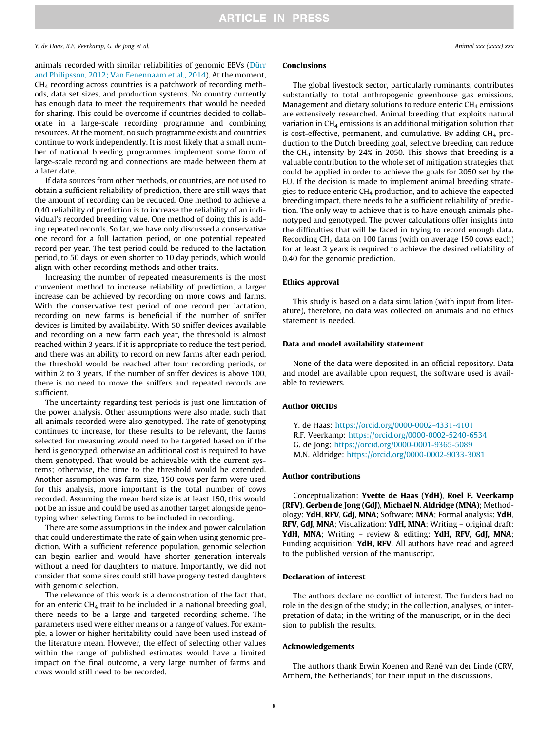animals recorded with similar reliabilities of genomic EBVs (Dürr and Philipsson, 2012; Van Eenennaam et al., 2014). At the moment, $CH_4$ recording across countries is a patchwork of recording methods, data set sizes, and production systems. No country currently has enough data to meet the requirements that would be needed for sharing. This could be overcome if countries decided to collaborate in a large-scale recording programme and combining resources. At the moment, no such programme exists and countries continue to work independently. It is most likely that a small number of national breeding programmes implement some form of large-scale recording and connections are made between them at a later date.

If data sources from other methods, or countries, are not used to obtain a sufficient reliability of prediction, there are still ways that the amount of recording can be reduced. One method to achieve a 0.40 reliability of prediction is to increase the reliability of an individual's recorded breeding value. One method of doing this is adding repeated records. So far, we have only discussed a conservative one record for a full lactation period, or one potential repeated record per year. The test period could be reduced to the lactation period, to 50 days, or even shorter to 10 day periods, which would align with other recording methods and other traits.

Increasing the number of repeated measurements is the most convenient method to increase reliability of prediction, a larger increase can be achieved by recording on more cows and farms. With the conservative test period of one record per lactation, recording on new farms is beneficial if the number of sniffer devices is limited by availability. With 50 sniffer devices available and recording on a new farm each year, the threshold is almost reached within 3 years. If it is appropriate to reduce the test period, and there was an ability to record on new farms after each period, the threshold would be reached after four recording periods, or within 2 to 3 years. If the number of sniffer devices is above 100, there is no need to move the sniffers and repeated records are sufficient.

The uncertainty regarding test periods is just one limitation of the power analysis. Other assumptions were also made, such that all animals recorded were also genotyped. The rate of genotyping continues to increase, for these results to be relevant, the farms selected for measuring would need to be targeted based on if the herd is genotyped, otherwise an additional cost is required to have them genotyped. That would be achievable with the current systems; otherwise, the time to the threshold would be extended. Another assumption was farm size, 150 cows per farm were used for this analysis, more important is the total number of cows recorded. Assuming the mean herd size is at least 150, this would not be an issue and could be used as another target alongside genotyping when selecting farms to be included in recording.

There are some assumptions in the index and power calculation that could underestimate the rate of gain when using genomic prediction. With a sufficient reference population, genomic selection can begin earlier and would have shorter generation intervals without a need for daughters to mature. Importantly, we did not consider that some sires could still have progeny tested daughters with genomic selection.

The relevance of this work is a demonstration of the fact that, for an enteric $CH_4$ trait to be included in a national breeding goal, there needs to be a large and targeted recording scheme. The parameters used were either means or a range of values. For example, a lower or higher heritability could have been used instead of the literature mean. However, the effect of selecting other values within the range of published estimates would have a limited impact on the final outcome, a very large number of farms and cows would still need to be recorded.

## Conclusions

The global livestock sector, particularly ruminants, contributes substantially to total anthropogenic greenhouse gas emissions. Management and dietary solutions to reduce enteric $CH_4$ emissions are extensively researched. Animal breeding that exploits natural variation in $CH_4$ emissions is an additional mitigation solution that is cost-effective, permanent, and cumulative. By adding $CH_4$ production to the Dutch breeding goal, selective breeding can reduce the $CH_4$ intensity by 24% in 2050. This shows that breeding is a valuable contribution to the whole set of mitigation strategies that could be applied in order to achieve the goals for 2050 set by the EU. If the decision is made to implement animal breeding strategies to reduce enteric $CH_4$ production, and to achieve the expected breeding impact, there needs to be a sufficient reliability of prediction. The only way to achieve that is to have enough animals phenotyped and genotyped. The power calculations offer insights into the difficulties that will be faced in trying to record enough data. Recording $CH_4$ data on 100 farms (with on average 150 cows each) for at least 2 years is required to achieve the desired reliability of 0.40 for the genomic prediction.

## Ethics approval

This study is based on a data simulation (with input from literature), therefore, no data was collected on animals and no ethics statement is needed.

## Data and model availability statement

None of the data were deposited in an official repository. Data and model are available upon request, the software used is available to reviewers.

## Author ORCIDs

Y. de Haas: https://orcid.org/0000-0002-4331-4101
R.F. Veerkamp: https://orcid.org/0000-0002-5240-6534
G. de Jong: https://orcid.org/0000-0001-9365-5089
M.N. Aldridge: https://orcid.org/0000-0002-9033-3081

## Author contributions

Conceptualization: **Yvette de Haas (YdH)**, **Roel F. Veerkamp (RFV)**, **Gerben de Jong (GdJ)**, **Michael N. Aldridge (MNA)**; Methodology: **YdH**, **RFV**, **GdJ**, **MNA**; Software: **MNA**; Formal analysis: **YdH**, **RFV**, **GdJ**, **MNA**; Visualization: **YdH, MNA**; Writing – original draft: **YdH, MNA**; Writing – review & editing: **YdH, RFV, GdJ, MNA**; Funding acquisition: **YdH, RFV**. All authors have read and agreed to the published version of the manuscript.

## Declaration of interest

The authors declare no conflict of interest. The funders had no role in the design of the study; in the collection, analyses, or interpretation of data; in the writing of the manuscript, or in the decision to publish the results.

## Acknowledgements

The authors thank Erwin Koenen and René van der Linde (CRV, Arnhem, the Netherlands) for their input in the discussions.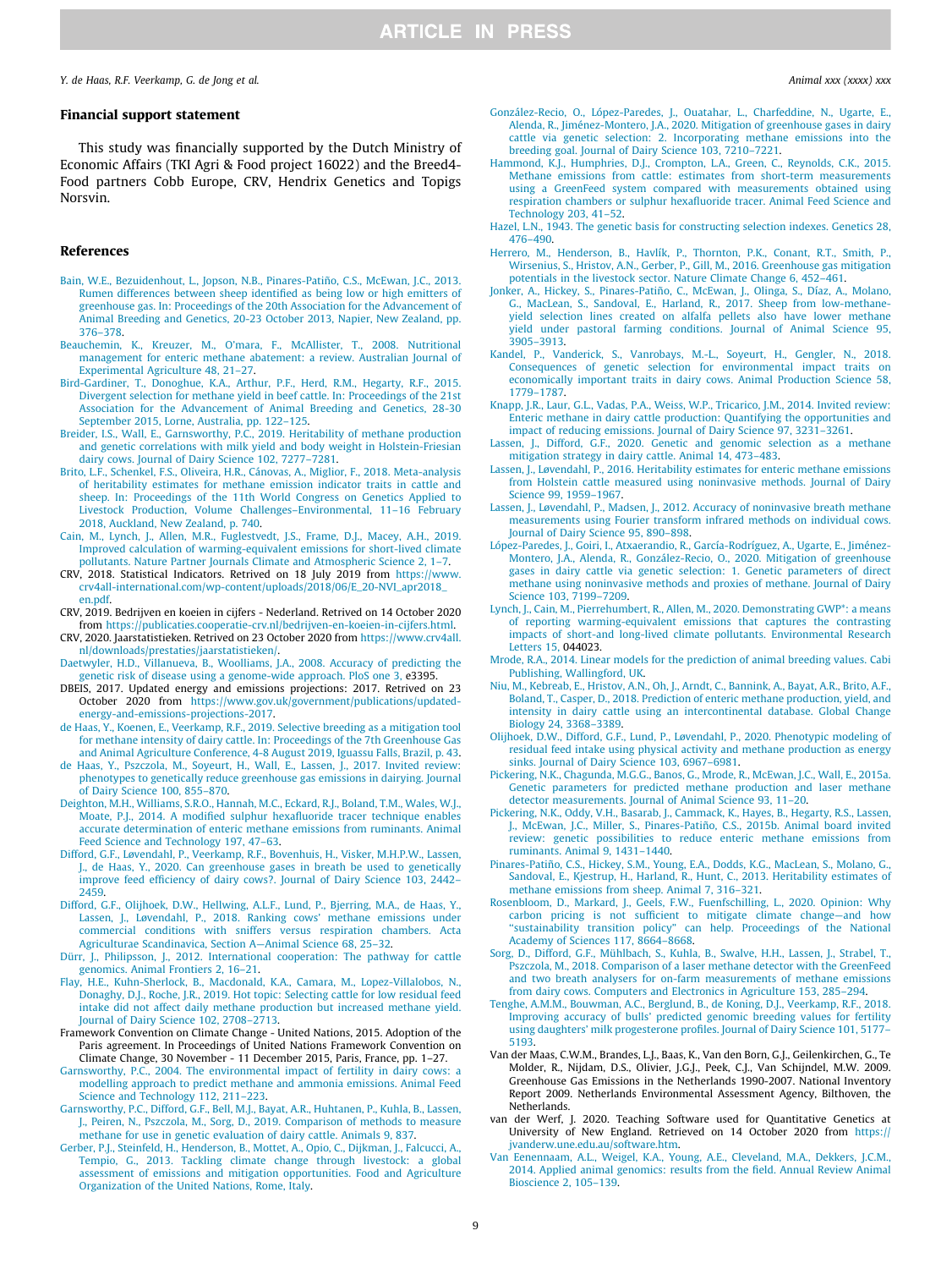## Financial support statement

This study was financially supported by the Dutch Ministry of Economic Affairs (TKI Agri & Food project 16022) and the Breed4-Food partners Cobb Europe, CRV, Hendrix Genetics and Topigs Norsvin.

## References

Bain, W.E., Bezuidenhout, L., Jopson, N.B., Pinares-Patiño, C.S., McEwan, J.C., 2013. Rumen differences between sheep identified as being low or high emitters of greenhouse gas. In: Proceedings of the 20th Association for the Advancement of Animal Breeding and Genetics, 20-23 October 2013, Napier, New Zealand, pp. 376–378.

Beauchemin, K., Kreuzer, M., O'mara, F., McAllister, T., 2008. Nutritional management for enteric methane abatement: a review. Australian Journal of Experimental Agriculture 48, 21–27.

Bird-Gardiner, T., Donoghue, K.A., Arthur, P.F., Herd, R.M., Hegarty, R.F., 2015. Divergent selection for methane yield in beef cattle. In: Proceedings of the 21st Association for the Advancement of Animal Breeding and Genetics, 28-30 September 2015, Lorne, Australia, pp. 122–125.

Breider, I.S., Wall, E., Garnsworthy, P.C., 2019. Heritability of methane production and genetic correlations with milk yield and body weight in Holstein-Friesian dairy cows. Journal of Dairy Science 102, 7277–7281.

Brito, L.F., Schenkel, F.S., Oliveira, H.R., Cánovas, A., Miglior, F., 2018. Meta-analysis of heritability estimates for methane emission indicator traits in cattle and sheep. In: Proceedings of the 11th World Congress on Genetics Applied to Livestock Production, Volume Challenges–Environmental, 11–16 February 2018, Auckland, New Zealand, p. 740.

Cain, M., Lynch, J., Allen, M.R., Fuglestvedt, J.S., Frame, D.J., Macey, A.H., 2019. Improved calculation of warming-equivalent emissions for short-lived climate pollutants. Nature Partner Journals Climate and Atmospheric Science 2, 1–7.

CRV, 2018. Statistical Indicators. Retrived on 18 July 2019 from https://www.crv4all-international.com/wp-content/uploads/2018/06/E_20-NVI_apr2018_en.pdf.

CRV, 2019. Bedrijven en koeien in cijfers - Nederland. Retrived on 14 October 2020 from https://publicaties.cooperatie-crv.nl/bedrijven-en-koeien-in-cijfers.html.

CRV, 2020. Jaarstatistieken. Retrived on 23 October 2020 from https://www.crv4all.nl/downloads/prestaties/jaarstatistieken/.

Daetwyler, H.D., Villanueva, B., Woolliams, J.A., 2008. Accuracy of predicting the genetic risk of disease using a genome-wide approach. PloS one 3, e3395.

DBEIS, 2017. Updated energy and emissions projections: 2017. Retrived on 23 October 2020 from https://www.gov.uk/government/publications/updated-energy-and-emissions-projections-2017.

de Haas, Y., Koenen, E., Veerkamp, R.F., 2019. Selective breeding as a mitigation tool for methane intensity of dairy cattle. In: Proceedings of the 7th Greenhouse Gas and Animal Agriculture Conference, 4-8 August 2019, Iguassu Falls, Brazil, p. 43.

de Haas, Y., Pszczola, M., Soyeurt, H., Wall, E., Lassen, J., 2017. Invited review: phenotypes to genetically reduce greenhouse gas emissions in dairying. Journal of Dairy Science 100, 855–870.

Deighton, M.H., Williams, S.R.O., Hannah, M.C., Eckard, R.J., Boland, T.M., Wales, W.J., Moate, P.J., 2014. A modified sulphur hexafluoride tracer technique enables accurate determination of enteric methane emissions from ruminants. Animal Feed Science and Technology 197, 47–63.

Difford, G.F., Løvendahl, P., Veerkamp, R.F., Bovenhuis, H., Visker, M.H.P.W., Lassen, J., de Haas, Y., 2020. Can greenhouse gases in breath be used to genetically improve feed efficiency of dairy cows?. Journal of Dairy Science 103, 2442–2459.

Difford, G.F., Olijhoek, D.W., Hellwing, A.L.F., Lund, P., Bjerring, M.A., de Haas, Y., Lassen, J., Løvendahl, P., 2018. Ranking cows' methane emissions under commercial conditions with sniffers versus respiration chambers. Acta Agriculturae Scandinavica, Section A—Animal Science 68, 25–32.

Dürr, J., Philipsson, J., 2012. International cooperation: The pathway for cattle genomics. Animal Frontiers 2, 16–21.

Flay, H.E., Kuhn-Sherlock, B., Macdonald, K.A., Camara, M., Lopez-Villalobos, N., Donaghy, D.J., Roche, J.R., 2019. Hot topic: Selecting cattle for low residual feed intake did not affect daily methane production but increased methane yield. Journal of Dairy Science 102, 2708–2713.

Framework Convention on Climate Change - United Nations, 2015. Adoption of the Paris agreement. In Proceedings of United Nations Framework Convention on Climate Change, 30 November - 11 December 2015, Paris, France, pp. 1–27.

Garnsworthy, P.C., 2004. The environmental impact of fertility in dairy cows: a modelling approach to predict methane and ammonia emissions. Animal Feed Science and Technology 112, 211–223.

Garnsworthy, P.C., Difford, G.F., Bell, M.J., Bayat, A.R., Huhtanen, P., Kuhla, B., Lassen, J., Peiren, N., Pszczola, M., Sorg, D., 2019. Comparison of methods to measure methane for use in genetic evaluation of dairy cattle. Animals 9, 837.

Gerber, P.J., Steinfeld, H., Henderson, B., Mottet, A., Opio, C., Dijkman, J., Falcucci, A., Tempio, G., 2013. Tackling climate change through livestock: a global assessment of emissions and mitigation opportunities. Food and Agriculture Organization of the United Nations, Rome, Italy.

González-Recio, O., López-Paredes, J., Ouatahar, L., Charfeddine, N., Ugarte, E., Alenda, R., Jiménez-Montero, J.A., 2020. Mitigation of greenhouse gases in dairy cattle via genetic selection: 2. Incorporating methane emissions into the breeding goal. Journal of Dairy Science 103, 7210–7221.

Hammond, K.J., Humphries, D.J., Crompton, L.A., Green, C., Reynolds, C.K., 2015. Methane emissions from cattle: estimates from short-term measurements using a GreenFeed system compared with measurements obtained using respiration chambers or sulphur hexafluoride tracer. Animal Feed Science and Technology 203, 41–52.

Hazel, L.N., 1943. The genetic basis for constructing selection indexes. Genetics 28, 476–490.

Herrero, M., Henderson, B., Havlík, P., Thornton, P.K., Conant, R.T., Smith, P., Wirsenius, S., Hristov, A.N., Gerber, P., Gill, M., 2016. Greenhouse gas mitigation potentials in the livestock sector. Nature Climate Change 6, 452–461.

Jonker, A., Hickey, S., Pinares-Patiño, C., McEwan, J., Olinga, S., Díaz, A., Molano, G., MacLean, S., Sandoval, E., Harland, R., 2017. Sheep from low-methane-yield selection lines created on alfalfa pellets also have lower methane yield under pastoral farming conditions. Journal of Animal Science 95, 3905–3913.

Kandel, P., Vanderick, S., Vanrobays, M.-L., Soyeurt, H., Gengler, N., 2018. Consequences of genetic selection for environmental impact traits on economically important traits in dairy cows. Animal Production Science 58, 1779–1787.

Knapp, J.R., Laur, G.L., Vadas, P.A., Weiss, W.P., Tricarico, J.M., 2014. Invited review: Enteric methane in dairy cattle production: Quantifying the opportunities and impact of reducing emissions. Journal of Dairy Science 97, 3231–3261.

Lassen, J., Difford, G.F., 2020. Genetic and genomic selection as a methane mitigation strategy in dairy cattle. Animal 14, 473–483.

Lassen, J., Løvendahl, P., 2016. Heritability estimates for enteric methane emissions from Holstein cattle measured using noninvasive methods. Journal of Dairy Science 99, 1959–1967.

Lassen, J., Løvendahl, P., Madsen, J., 2012. Accuracy of noninvasive breath methane measurements using Fourier transform infrared methods on individual cows. Journal of Dairy Science 95, 890–898.

López-Paredes, J., Goiri, I., Atxaerandio, R., García-Rodríguez, A., Ugarte, E., Jiménez-Montero, J.A., Alenda, R., González-Recio, O., 2020. Mitigation of greenhouse gases in dairy cattle via genetic selection: 1. Genetic parameters of direct methane using noninvasive methods and proxies of methane. Journal of Dairy Science 103, 7199–7209.

Lynch, J., Cain, M., Pierrehumbert, R., Allen, M., 2020. Demonstrating GWP*: a means of reporting warming-equivalent emissions that captures the contrasting impacts of short- and long-lived climate pollutants. Environmental Research Letters 15, 044023.

Mrode, R.A., 2014. Linear models for the prediction of animal breeding values. Cabi Publishing, Wallingford, UK.

Niu, M., Kebreab, E., Hristov, A.N., Oh, J., Arndt, C., Bannink, A., Bayat, A.R., Brito, A.F., Boland, T., Casper, D., 2018. Prediction of enteric methane production, yield, and intensity in dairy cattle using an intercontinental database. Global Change Biology 24, 3368–3389.

Olijhoek, D.W., Difford, G.F., Lund, P., Løvendahl, P., 2020. Phenotypic modeling of residual feed intake using physical activity and methane production as energy sinks. Journal of Dairy Science 103, 6967–6981.

Pickering, N.K., Chagunda, M.G.G., Banos, G., Mrode, R., McEwan, J.C., Wall, E., 2015a. Genetic parameters for predicted methane production and laser methane detector measurements. Journal of Animal Science 93, 11–20.

Pickering, N.K., Oddy, V.H., Basarab, J., Cammack, K., Hayes, B., Hegarty, R.S., Lassen, J., McEwan, J.C., Miller, S., Pinares-Patiño, C.S., 2015b. Animal board invited review: genetic possibilities to reduce enteric methane emissions from ruminants. Animal 9, 1431–1440.

Pinares-Patiño, C.S., Hickey, S.M., Young, E.A., Dodds, K.G., MacLean, S., Molano, G., Sandoval, E., Kjestrup, H., Harland, R., Hunt, C., 2013. Heritability estimates of methane emissions from sheep. Animal 7, 316–321.

Rosenbloom, D., Markard, J., Geels, F.W., Fuenfschilling, L., 2020. Opinion: Why carbon pricing is not sufficient to mitigate climate change—and how "sustainability transition policy" can help. Proceedings of the National Academy of Sciences 117, 8664–8668.

Sorg, D., Difford, G.F., Mühlbach, S., Kuhla, B., Swalve, H.H., Lassen, J., Strabel, T., Pszczola, M., 2018. Comparison of a laser methane detector with the GreenFeed and two breath analysers for on-farm measurements of methane emissions from dairy cows. Computers and Electronics in Agriculture 153, 285–294.

Tenghe, A.M.M., Bouwman, A.C., Berglund, B., de Koning, D.J., Veerkamp, R.F., 2018. Improving accuracy of bulls' predicted genomic breeding values for fertility using daughters' milk progesterone profiles. Journal of Dairy Science 101, 5177–5193.

Van der Maas, C.W.M., Brandes, L.J., Baas, K., Van den Born, G.J., Geilenkirchen, G., Te Molder, R., Nijdam, D.S., Olivier, J.G.J., Peek, C.J., Van Schijndel, M.W. 2009. Greenhouse Gas Emissions in the Netherlands 1990-2007. National Inventory Report 2009. Netherlands Environmental Assessment Agency, Bilthoven, the Netherlands.

van der Werf, J. 2020. Teaching Software used for Quantitative Genetics at University of New England. Retrieved on 14 October 2020 from https://jvanderw.une.edu.au/software.htm.

Van Eenennaam, A.L., Weigel, K.A., Young, A.E., Cleveland, M.A., Dekkers, J.C.M., 2014. Applied animal genomics: results from the field. Annual Review Animal Bioscience 2, 105–139.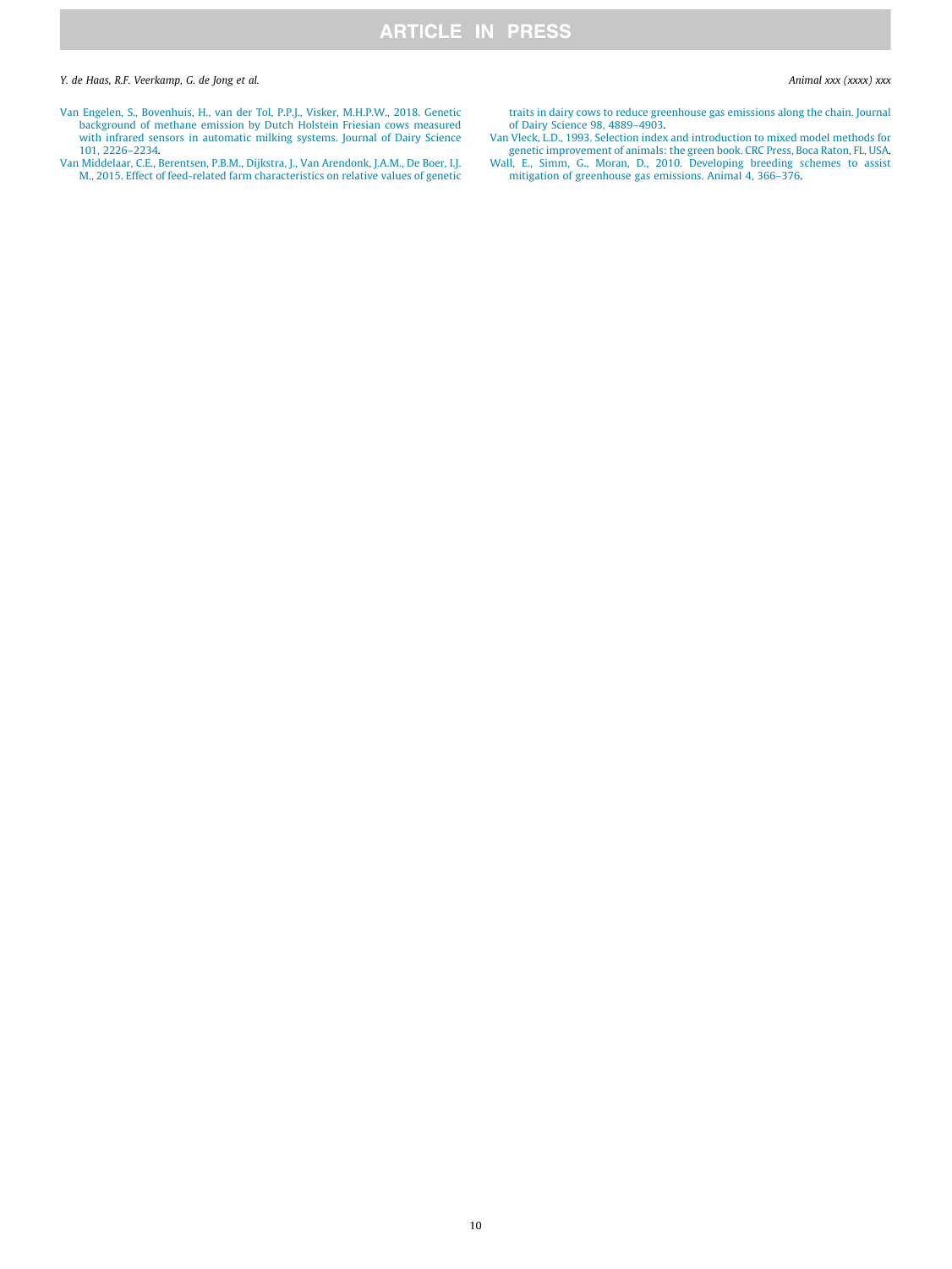Van Engelen, S., Bovenhuis, H., van der Tol, P.P.J., Visker, M.H.P.W., 2018. Genetic background of methane emission by Dutch Holstein Friesian cows measured with infrared sensors in automatic milking systems. Journal of Dairy Science 101, 2226–2234.

Van Middelaar, C.E., Berentsen, P.B.M., Dijkstra, J., Van Arendonk, J.A.M., De Boer, I.J.M., 2015. Effect of feed-related farm characteristics on relative values of genetic traits in dairy cows to reduce greenhouse gas emissions along the chain. Journal of Dairy Science 98, 4889–4903.

Van Vleck, L.D., 1993. Selection index and introduction to mixed model methods for genetic improvement of animals: the green book. CRC Press, Boca Raton, FL, USA.

Wall, E., Simm, G., Moran, D., 2010. Developing breeding schemes to assist mitigation of greenhouse gas emissions. Animal 4, 366–376.